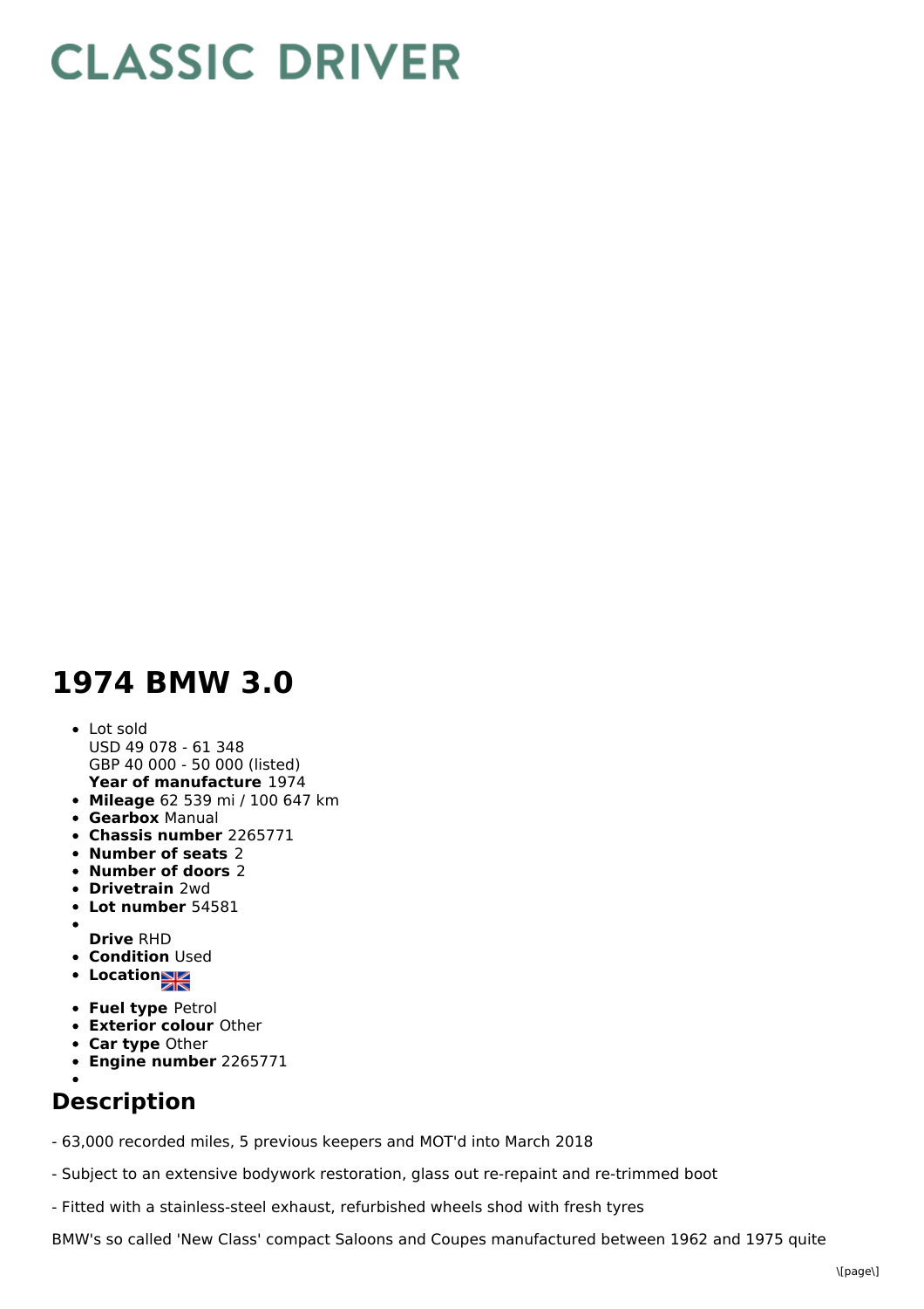# CLASSIC DRIVER

# 1974 BMW 3.0

- Lot sold
  USD 49 078 - 61 348
  GBP 40 000 - 50 000 (listed)
  **Year of manufacture** 1974
- **Mileage** 62 539 mi / 100 647 km
- **Gearbox** Manual
- **Chassis number** 2265771
- **Number of seats** 2
- **Number of doors** 2
- **Drivetrain** 2wd
- **Lot number** 54581
- **Drive** RHD
- **Condition** Used
- **Location**
- **Fuel type** Petrol
- **Exterior colour** Other
- **Car type** Other
- **Engine number** 2265771

## Description

- 63,000 recorded miles, 5 previous keepers and MOT'd into March 2018

- Subject to an extensive bodywork restoration, glass out re-repaint and re-trimmed boot

- Fitted with a stainless-steel exhaust, refurbished wheels shod with fresh tyres

BMW's so called 'New Class' compact Saloons and Coupes manufactured between 1962 and 1975 quite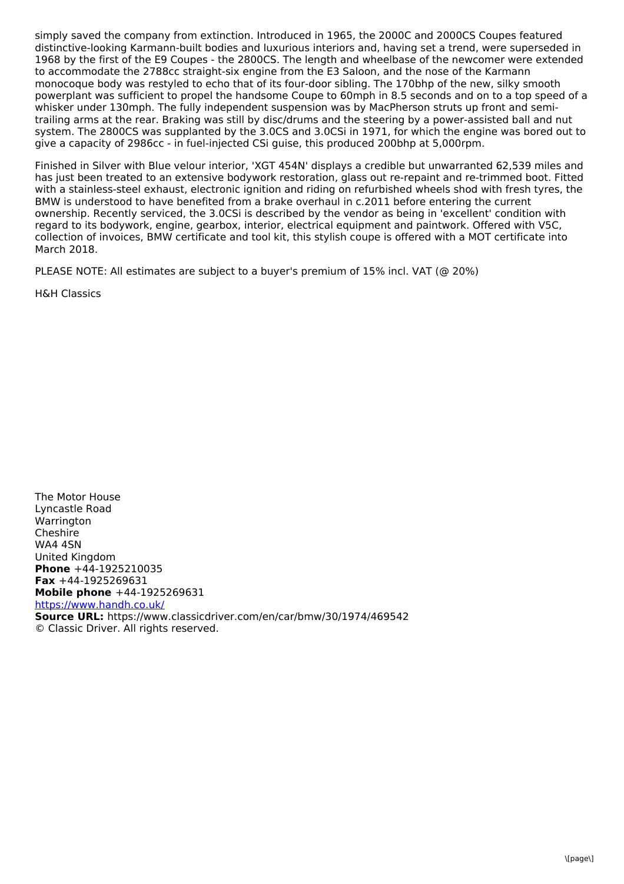simply saved the company from extinction. Introduced in 1965, the 2000C and 2000CS Coupes featured distinctive-looking Karmann-built bodies and luxurious interiors and, having set a trend, were superseded in 1968 by the first of the E9 Coupes - the 2800CS. The length and wheelbase of the newcomer were extended to accommodate the 2788cc straight-six engine from the E3 Saloon, and the nose of the Karmann monocoque body was restyled to echo that of its four-door sibling. The 170bhp of the new, silky smooth powerplant was sufficient to propel the handsome Coupe to 60mph in 8.5 seconds and on to a top speed of a whisker under 130mph. The fully independent suspension was by MacPherson struts up front and semi-trailing arms at the rear. Braking was still by disc/drums and the steering by a power-assisted ball and nut system. The 2800CS was supplanted by the 3.0CS and 3.0CSi in 1971, for which the engine was bored out to give a capacity of 2986cc - in fuel-injected CSi guise, this produced 200bhp at 5,000rpm.

Finished in Silver with Blue velour interior, 'XGT 454N' displays a credible but unwarranted 62,539 miles and has just been treated to an extensive bodywork restoration, glass out re-repaint and re-trimmed boot. Fitted with a stainless-steel exhaust, electronic ignition and riding on refurbished wheels shod with fresh tyres, the BMW is understood to have benefited from a brake overhaul in c.2011 before entering the current ownership. Recently serviced, the 3.0CSi is described by the vendor as being in 'excellent' condition with regard to its bodywork, engine, gearbox, interior, electrical equipment and paintwork. Offered with V5C, collection of invoices, BMW certificate and tool kit, this stylish coupe is offered with a MOT certificate into March 2018.

PLEASE NOTE: All estimates are subject to a buyer's premium of 15% incl. VAT (@ 20%)

H&H Classics

The Motor House
Lyncastle Road
Warrington
Cheshire
WA4 4SN
United Kingdom
**Phone** +44-1925210035
**Fax** +44-1925269631
**Mobile phone** +44-1925269631
https://www.handh.co.uk/
**Source URL:** https://www.classicdriver.com/en/car/bmw/30/1974/469542
© Classic Driver. All rights reserved.